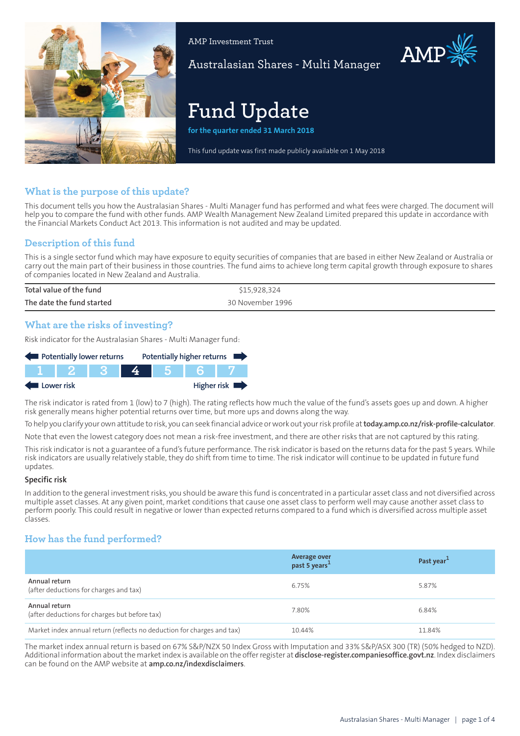AMP Investment Trust

Australasian Shares - Multi Manager

# Fund Update

**for the quarter ended 31 March 2018**

This fund update was first made publicly available on 1 May 2018

## What is the purpose of this update?

This document tells you how the Australasian Shares - Multi Manager fund has performed and what fees were charged. The document will help you to compare the fund with other funds. AMP Wealth Management New Zealand Limited prepared this update in accordance with the Financial Markets Conduct Act 2013. This information is not audited and may be updated.

## Description of this fund

This is a single sector fund which may have exposure to equity securities of companies that are based in either New Zealand or Australia or carry out the main part of their business in those countries. The fund aims to achieve long term capital growth through exposure to shares of companies located in New Zealand and Australia.

| | |
|---|---|
| Total value of the fund | $15,928,324 |
| The date the fund started | 30 November 1996 |

## What are the risks of investing?

Risk indicator for the Australasian Shares - Multi Manager fund:

Potentially lower returns ← → Potentially higher returns

| 1 | 2 | 3 | **4** | 5 | 6 | 7 |
|---|---|---|---|---|---|---|

Lower risk ← → Higher risk

The risk indicator is rated from 1 (low) to 7 (high). The rating reflects how much the value of the fund's assets goes up and down. A higher risk generally means higher potential returns over time, but more ups and downs along the way.

To help you clarify your own attitude to risk, you can seek financial advice or work out your risk profile at **today.amp.co.nz/risk-profile-calculator**.

Note that even the lowest category does not mean a risk-free investment, and there are other risks that are not captured by this rating.

This risk indicator is not a guarantee of a fund's future performance. The risk indicator is based on the returns data for the past 5 years. While risk indicators are usually relatively stable, they do shift from time to time. The risk indicator will continue to be updated in future fund updates.

### Specific risk

In addition to the general investment risks, you should be aware this fund is concentrated in a particular asset class and not diversified across multiple asset classes. At any given point, market conditions that cause one asset class to perform well may cause another asset class to perform poorly. This could result in negative or lower than expected returns compared to a fund which is diversified across multiple asset classes.

## How has the fund performed?

| | Average over past 5 years[1] | Past year[1] |
|---|---|---|
| **Annual return** (after deductions for charges and tax) | 6.75% | 5.87% |
| **Annual return** (after deductions for charges but before tax) | 7.80% | 6.84% |
| Market index annual return (reflects no deduction for charges and tax) | 10.44% | 11.84% |

The market index annual return is based on 67% S&P/NZX 50 Index Gross with Imputation and 33% S&P/ASX 300 (TR) (50% hedged to NZD). Additional information about the market index is available on the offer register at **disclose-register.companiesoffice.govt.nz**. Index disclaimers can be found on the AMP website at **amp.co.nz/indexdisclaimers**.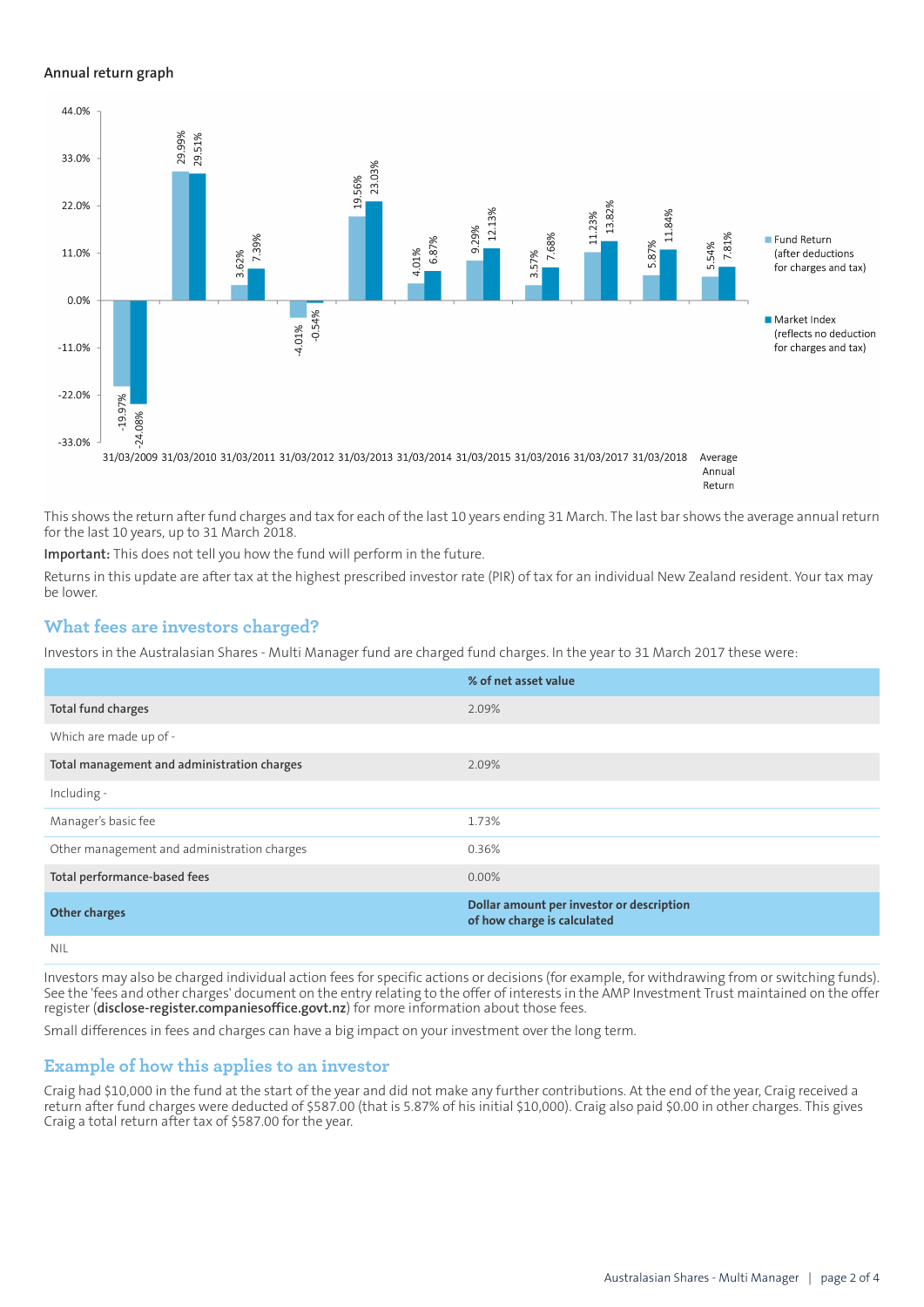### Annual return graph

| Year | Fund Return (after deductions for charges and tax) | Market Index (reflects no deduction for charges and tax) |
|---|---|---|
| 31/03/2009 | -19.97% | -24.08% |
| 31/03/2010 | 29.99% | 29.51% |
| 31/03/2011 | 3.62% | 7.39% |
| 31/03/2012 | -4.01% | -0.54% |
| 31/03/2013 | 19.56% | 23.03% |
| 31/03/2014 | 4.01% | 6.87% |
| 31/03/2015 | 9.29% | 12.13% |
| 31/03/2016 | 3.57% | 7.68% |
| 31/03/2017 | 11.23% | 13.82% |
| 31/03/2018 | 5.87% | 11.84% |
| Average Annual Return | 5.54% | 7.81% |

This shows the return after fund charges and tax for each of the last 10 years ending 31 March. The last bar shows the average annual return for the last 10 years, up to 31 March 2018.

**Important:** This does not tell you how the fund will perform in the future.

Returns in this update are after tax at the highest prescribed investor rate (PIR) of tax for an individual New Zealand resident. Your tax may be lower.

## What fees are investors charged?

Investors in the Australasian Shares - Multi Manager fund are charged fund charges. In the year to 31 March 2017 these were:

| | % of net asset value |
|---|---|
| **Total fund charges** | 2.09% |
| Which are made up of - | |
| **Total management and administration charges** | 2.09% |
| Including - | |
| Manager's basic fee | 1.73% |
| Other management and administration charges | 0.36% |
| **Total performance-based fees** | 0.00% |
| **Other charges** | **Dollar amount per investor or description of how charge is calculated** |
| NIL | |

Investors may also be charged individual action fees for specific actions or decisions (for example, for withdrawing from or switching funds). See the 'fees and other charges' document on the entry relating to the offer of interests in the AMP Investment Trust maintained on the offer register (**disclose-register.companiesoffice.govt.nz**) for more information about those fees.

Small differences in fees and charges can have a big impact on your investment over the long term.

## Example of how this applies to an investor

Craig had $10,000 in the fund at the start of the year and did not make any further contributions. At the end of the year, Craig received a return after fund charges were deducted of $587.00 (that is 5.87% of his initial $10,000). Craig also paid $0.00 in other charges. This gives Craig a total return after tax of $587.00 for the year.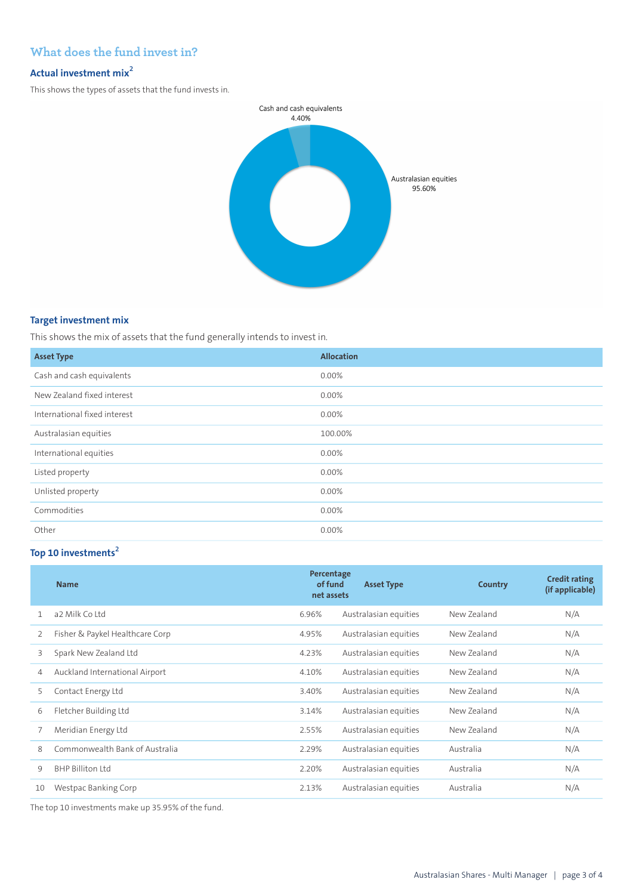## What does the fund invest in?

### Actual investment mix[2]

This shows the types of assets that the fund invests in.

Cash and cash equivalents 4.40%

Australasian equities 95.60%

### Target investment mix

This shows the mix of assets that the fund generally intends to invest in.

| Asset Type | Allocation |
|---|---|
| Cash and cash equivalents | 0.00% |
| New Zealand fixed interest | 0.00% |
| International fixed interest | 0.00% |
| Australasian equities | 100.00% |
| International equities | 0.00% |
| Listed property | 0.00% |
| Unlisted property | 0.00% |
| Commodities | 0.00% |
| Other | 0.00% |

### Top 10 investments[2]

| | Name | Percentage of fund net assets | Asset Type | Country | Credit rating (if applicable) |
|---|---|---|---|---|---|
| 1 | a2 Milk Co Ltd | 6.96% | Australasian equities | New Zealand | N/A |
| 2 | Fisher & Paykel Healthcare Corp | 4.95% | Australasian equities | New Zealand | N/A |
| 3 | Spark New Zealand Ltd | 4.23% | Australasian equities | New Zealand | N/A |
| 4 | Auckland International Airport | 4.10% | Australasian equities | New Zealand | N/A |
| 5 | Contact Energy Ltd | 3.40% | Australasian equities | New Zealand | N/A |
| 6 | Fletcher Building Ltd | 3.14% | Australasian equities | New Zealand | N/A |
| 7 | Meridian Energy Ltd | 2.55% | Australasian equities | New Zealand | N/A |
| 8 | Commonwealth Bank of Australia | 2.29% | Australasian equities | Australia | N/A |
| 9 | BHP Billiton Ltd | 2.20% | Australasian equities | Australia | N/A |
| 10 | Westpac Banking Corp | 2.13% | Australasian equities | Australia | N/A |

The top 10 investments make up 35.95% of the fund.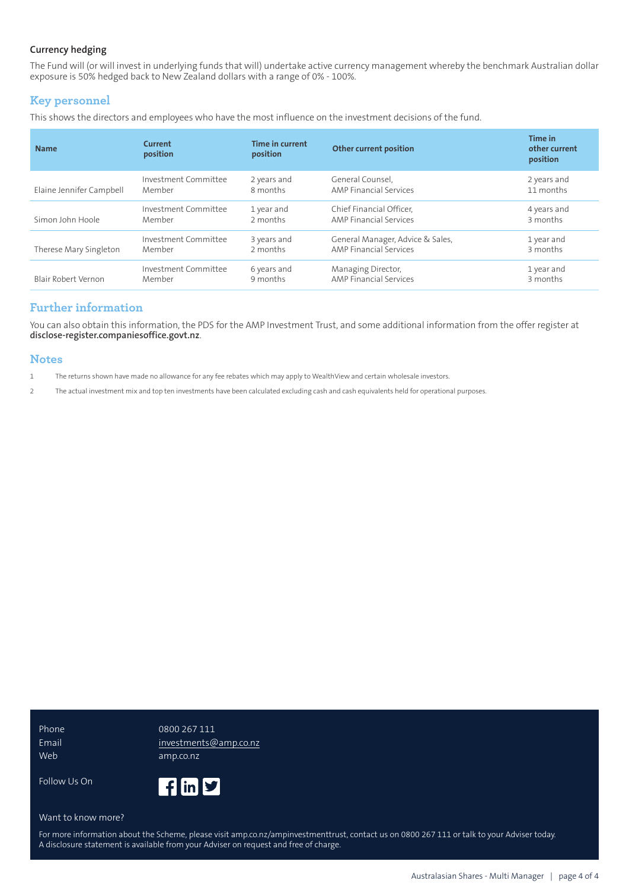### Currency hedging

The Fund will (or will invest in underlying funds that will) undertake active currency management whereby the benchmark Australian dollar exposure is 50% hedged back to New Zealand dollars with a range of 0% - 100%.

## Key personnel

This shows the directors and employees who have the most influence on the investment decisions of the fund.

| Name | Current position | Time in current position | Other current position | Time in other current position |
|---|---|---|---|---|
| Elaine Jennifer Campbell | Investment Committee Member | 2 years and 8 months | General Counsel, AMP Financial Services | 2 years and 11 months |
| Simon John Hoole | Investment Committee Member | 1 year and 2 months | Chief Financial Officer, AMP Financial Services | 4 years and 3 months |
| Therese Mary Singleton | Investment Committee Member | 3 years and 2 months | General Manager, Advice & Sales, AMP Financial Services | 1 year and 3 months |
| Blair Robert Vernon | Investment Committee Member | 6 years and 9 months | Managing Director, AMP Financial Services | 1 year and 3 months |

## Further information

You can also obtain this information, the PDS for the AMP Investment Trust, and some additional information from the offer register at **disclose-register.companiesoffice.govt.nz**.

## Notes

1 The returns shown have made no allowance for any fee rebates which may apply to WealthView and certain wholesale investors.

2 The actual investment mix and top ten investments have been calculated excluding cash and cash equivalents held for operational purposes.

Phone 0800 267 111
Email investments@amp.co.nz
Web amp.co.nz

Follow Us On

Want to know more?

For more information about the Scheme, please visit amp.co.nz/ampinvestmenttrust, contact us on 0800 267 111 or talk to your Adviser today. A disclosure statement is available from your Adviser on request and free of charge.